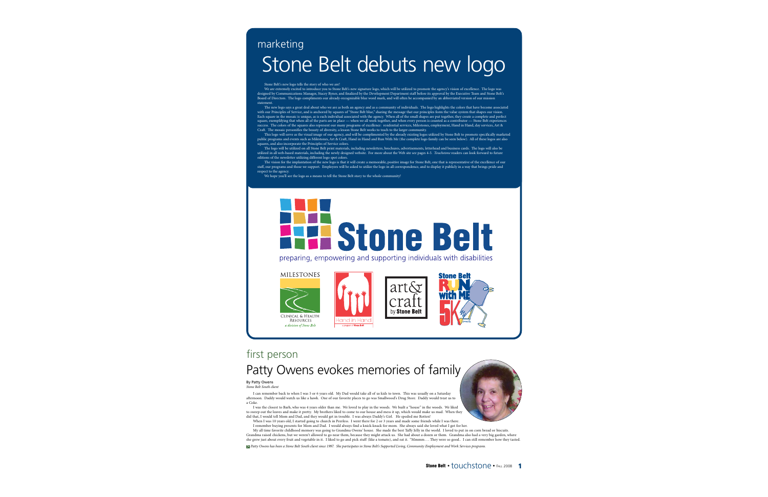marketing

# Stone Belt debuts new logo

Stone Belt's new logo tells the story of who we are!

We are extremely excited to introduce you to Stone Belt's new signature logo, which will be utilized to promote the agency's vision of excellence. The logo was designed by Communications Manager, Stacey Rymer, and finalized by the Development Department staff before its approval by the Executive Team and Stone Belt's Board of Directors. The logo compliments our already-recognizable blue word mark, and will often be accompanied by an abbreviated version of our mission statement.

The new logo says a great deal about who we are as both an agency and as a community of individuals. The logo highlights the colors that have become associated with our Principles of Service, and is anchored by squares of "Stone Belt blue," sharing the message that our principles form the value system that shapes our vision. Each square in the mosaic is unique, as is each individual associated with the agency. When all of the small shapes are put together, they create a complete and perfect square, exemplifying that when all of the parts are in place — when we all work together, and when every person is counted as a contributor — Stone Belt experiences success. The colors of the squares also represent our many programs of excellence: residential services, Milestones, employment, Hand in Hand, day services, Art & Craft. The mosaic personifies the beauty of diversity, a lesson Stone Belt works to teach to the larger community.

This logo will serve as the visual image of our agency, and will be complimented by the already existing logos utilized by Stone Belt to promote specifically marketed public programs and events such as Milestones, Art & Craft, Hand in Hand and Run With Me (the complete logo family can be seen below). All of these logos are also squares, and also incorporate the Principles of Service colors.

The logo will be utilized on all Stone Belt print materials, including newsletters, brochures, advertisements, letterhead and business cards. The logo will also be utilized in all web-based materials, including the newly designed website. For more about the Web site see pages 4-5. *Touchstone* readers can look forward to future editions of the newsletter utilizing different logo spot colors.

The vision for the implantation of the new logo is that it will create a memorable, positive image for Stone Belt, one that is representative of the excellence of our staff, our programs and those we support. Employees will be asked to utilize the logo in all correspondence, and to display it publicly in a way that brings pride and respect to the agency.

We hope you'll see the logo as a means to tell the Stone Belt story to the whole community!

**Stone Belt**
preparing, empowering and supporting individuals with disabilities

MILESTONES — Clinical & Health Resources, *a division of Stone Belt*

Hand in Hand — a program of Stone Belt

art& craft by Stone Belt

Stone Belt Run With Me 5K

first person

# Patty Owens evokes memories of family

By Patty Owens
*Stone Belt South client*

I can remember back to when I was 5 or 6 years old. My Dad would take all of us kids to town. This was usually on a Saturday afternoon. Daddy would watch us like a hawk. One of our favorite places to go was Smallwood's Drug Store. Daddy would treat us to a Coke.

I was the closest to Barb, who was 4 years older than me. We loved to play in the woods. We built a "house" in the woods. We liked to sweep out the leaves and make it pretty. My brothers liked to come to our house and mess it up, which would make us mad. When they did that, I would tell Mom and Dad, and they would get in trouble. I was always Daddy's Girl. He spoiled me Rotten!

When I was 10 years old, I started going to church in Peerless. I went there for 2 or 3 years and made some friends while I was there.

I remember buying presents for Mom and Dad. I would always find a knick-knack for mom. She always said she loved what I got for her.

My all time favorite childhood memory was going to Grandma Owens' house. She made the best Taffy Jelly in the world. I loved to put in on corn bread or biscuits. Grandma raised chickens, but we weren't allowed to go near them, because they might attack us. She had about a dozen or them. Grandma also had a very big garden, where she grew just about every fruit and vegetable in it. I liked to go and pick stuff (like a tomato), and eat it. "Mmmm…. They were so good.. I can still remember how they tasted.

*Patty Owens has been a Stone Belt South client since 1997. She participates in Stone Belt's Supported Living, Community Employment and Work Services programs.*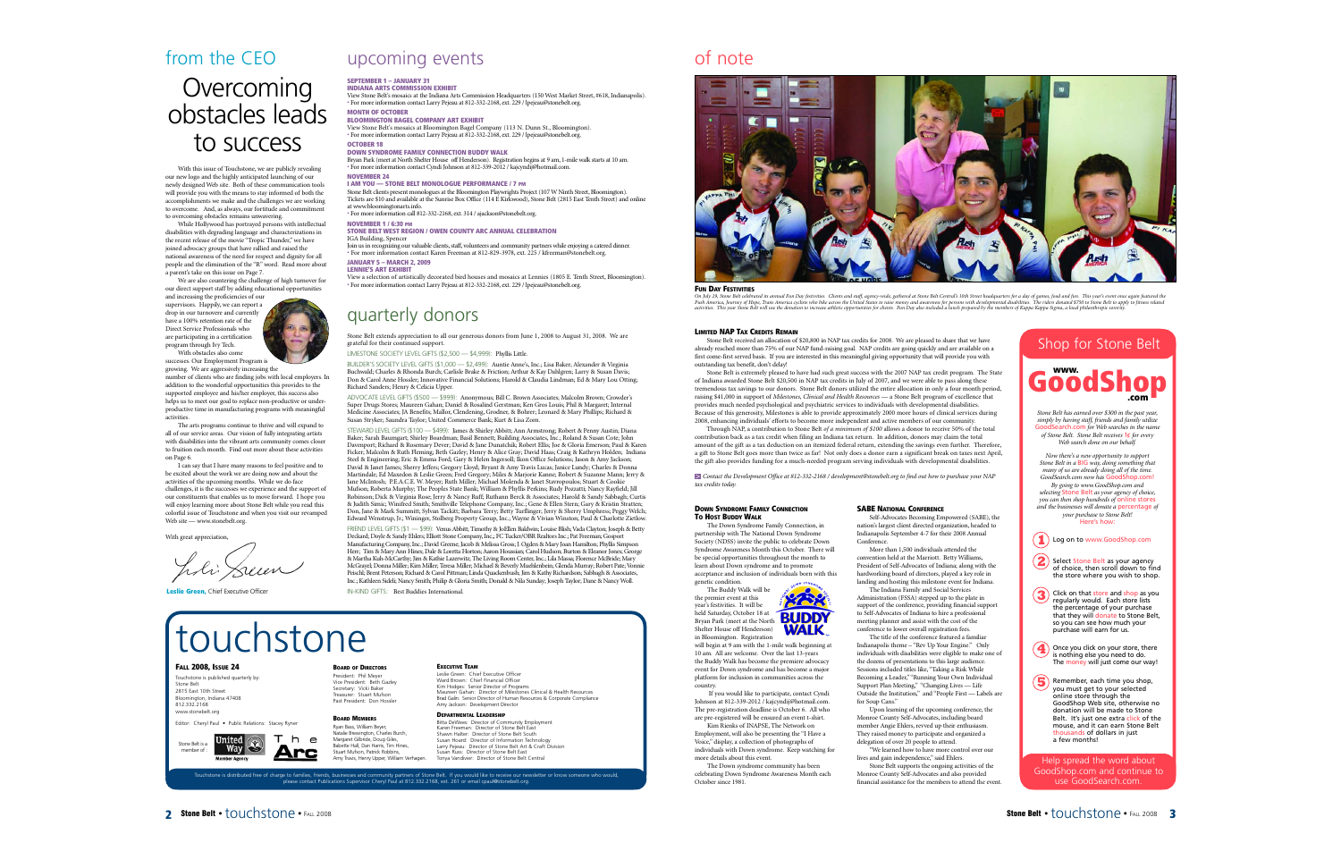## from the CEO

# Overcoming obstacles leads to success

With this issue of Touchstone, we are publicly revealing our new logo and the highly anticipated launching of our newly designed Web site. Both of these communication tools will provide you with the means to stay informed of both the accomplishments we make and the challenges we are working to overcome. And, as always, our fortitude and commitment to overcoming obstacles remains unwavering.

While Hollywood has portrayed persons with intellectual disabilities with degrading language and characterizations in the recent release of the movie "Tropic Thunder," we have joined advocacy groups that have rallied and raised the national awareness of the need for respect and dignity for all people and the elimination of the "R" word. Read more about a parent's take on this issue on Page 7.

We are also countering the challenge of high turnover for our direct support staff by adding educational opportunities and increasing the proficiencies of our supervisors. Happily, we can report a drop in our turnover and currently have a 100% retention rate of the Direct Service Professionals who are participating in a certification program through Ivy Tech.

With obstacles also come successes. Our Employment Program is growing. We are aggressively increasing the number of clients who are finding jobs with local employers. In addition to the wonderful opportunities this provides to the supported employee and his/her employer, this success also helps us to meet our goal to replace non-productive or under-productive time in manufacturing programs with meaningful activities.

The arts programs continue to thrive and will expand to all of our service areas. Our vision of fully integrating artists with disabilities into the vibrant arts community comes closer to fruition each month. Find out more about these activities on Page 6.

I can say that I have many reasons to feel positive and to be excited about the work we are doing now and about the activities of the upcoming months. While we do face challenges, it is the successes we experience and the support of our constituents that enables us to move forward. I hope you will enjoy learning more about Stone Belt while you read this colorful issue of Touchstone and when you visit our revamped Web site — www.stonebelt.org.

With great appreciation,

**Leslie Green**, Chief Executive Officer

## upcoming events

**SEPTEMBER 1 – JANUARY 31**
**INDIANA ARTS COMMISSION EXHIBIT**
View Stone Belt's mosaics at the Indiana Arts Commission Headquarters (150 West Market Street, #618, Indianapolis).
• For more information contact Larry Pejeau at 812-332-2168, ext. 229 / lpejeau@stonebelt.org.

**MONTH OF OCTOBER**
**BLOOMINGTON BAGEL COMPANY ART EXHIBIT**
View Stone Belt's mosaics at Bloomington Bagel Company (113 N. Dunn St., Bloomington).
• For more information contact Larry Pejeau at 812-332-2168, ext. 229 / lpejeau@stonebelt.org.

**OCTOBER 18**
**DOWN SYNDROME FAMILY CONNECTION BUDDY WALK**
Bryan Park (meet at North Shelter House off Henderson). Registration begins at 9 am, 1-mile walk starts at 10 am.
• For more information contact Cyndi Johnson at 812-339-2012 / kajcyndi@hotmail.com.

**NOVEMBER 24**
**I AM YOU — STONE BELT MONOLOGUE PERFORMANCE / 7 PM**
Stone Belt clients present monologues at the Bloomington Playwrights Project (107 W Ninth Street, Bloomington). Tickets are $10 and available at the Sunrise Box Office (114 E Kirkwood), Stone Belt (2815 East Tenth Street) and online at www.bloomingtonarts.info.
• For more information call 812-332-2168, ext. 314 / ajackson@stonebelt.org.

**NOVEMBER 1 / 6:30 PM**
**STONE BELT WEST REGION / OWEN COUNTY ARC ANNUAL CELEBRATION**
IGA Building, Spencer
Join us in recognizing our valuable clients, staff, volunteers and community partners while enjoying a catered dinner.
• For more information contact Karen Freeman at 812-829-3978, ext. 225 / kfreeman@stonebelt.org.

**JANUARY 5 – MARCH 2, 2009**
**LENNIE'S ART EXHIBIT**
View a selection of artistically decorated bird houses and mosaics at Lennies (1805 E. Tenth Street, Bloomington).
• For more information contact Larry Pejeau at 812-332-2168, ext. 229 / lpejeau@stonebelt.org.

## quarterly donors

Stone Belt extends appreciation to all our generous donors from June 1, 2008 to August 31, 2008. We are grateful for their continued support.

LIMESTONE SOCIETY LEVEL GIFTS ($2,500 — $4,999): Phyllis Little.

BUILDER'S SOCIETY LEVEL GIFTS ($1,000 — $2,499): Auntie Anne's, Inc.; Lisa Baker; Alexander & Virginia Buchwald; Charles & Rhonda Burch; Carlisle Brake & Friction; Arthur & Kay Dahlgren; Larry & Susan Davis; Don & Carol Anne Hossler; Innovative Financial Solutions; Harold & Claudia Lindman; Ed & Mary Lou Otting; Richard Sanders; Henry & Celicia Upper.

ADVOCATE LEVEL GIFTS ($500 — $999): Anonymous; Bill C. Brown Associates; Malcolm Brown; Crowder's Super Drugs Stores; Maureen Gahan; Daniel & Rosalind Gerstman; Ken Gros Louis; Phil & Margaret; Internal Medicine Associates; JA Benefits; Mallor, Clendening, Grodner, & Bohrer; Leonard & Mary Phillips; Richard & Susan Stryker; Saundra Taylor; United Commerce Bank; Kurt & Lisa Zorn.

STEWARD LEVEL GIFTS ($100 — $499): James & Shirley Abbitt; Ann Armstrong; Robert & Penny Austin; Diana Baker; Sarah Baumgart; Shirley Boardman; Basil Bennett; Building Associates, Inc.; Roland & Susan Cole; John Davenport; Richard & Rosemary Dever; David & June Dunatchik; Robert Ellis; Joe & Gloria Emerson; Paul & Karen Ficker; Malcolm & Ruth Fleming; Beth Gazley; Henry & Alice Gray; David Haas; Craig & Kathryn Holden; Indiana Steel & Engineering; Eric & Emma Ford; Gary & Helen Ingersoll; Ikon Office Solutions; Jason & Amy Jackson; David & Janet James; Sherry Jeffers; Gregory Lloyd; Bryant & Amy Travis Lucas; Janice Lundy; Charles & Donna Martindale; Ed Mazedon & Leslie Green; Fred Gregory; Miles & Marjorie Kanne; Robert & Suzanne Mann; Jerry & Jane McIntosh; P.E.A.C.E. W. Meyer; Ruth Miller; Michael Molenda & Janet Stavropoulos; Stuart & Cookie Mufson; Roberta Murphy; The Peoples State Bank; William & Phyllis Perkins; Rudy Pozzatti; Nancy Rayfield; Jill Robinson; Dick & Virginia Rose; Jerry & Nancy Ruff; Ruthann Breck & Associates; Harold & Sandy Sabbagh; Curtis & Judith Simic; Winifred Smith; Smithville Telephone Company, Inc.; Gene & Ellen Stern; Gary & Kristin Stratten; Don, Jane & Mark Summitt; Sylvan Tackitt; Barbara Terry; Betty Turflinger; Jerry & Sherry Umphress; Peggy Welch; Edward Wenstrup, Jr.; Wininger, Stolberg Property Group, Inc.; Wayne & Vivian Winston; Paul & Charlotte Zietlow.

FRIEND LEVEL GIFTS ($1 — $99): Venus Abbitt; Timothy & JoEllen Baldwin; Louise Blish; Vada Clayton; Joseph & Betty Deckard; Doyle & Sandy Ehlers; Elliott Stone Company, Inc.; FC Tucker/OBR Realtors Inc.; Pat Freeman; Gosport Manufacturing Company, Inc.; David Greene; Jacob & Melissa Gross; J. Ogden & Mary Joan Hamilton; Phyllis Simpson Herr; Tim & Mary Ann Hines; Dale & Loretta Horton; Aaron Houssian; Carol Hudson; Burton & Eleanor Jones; George & Martha Kuh-McCarthy; Jim & Kathie Lazewitz; The Living Room Center, Inc.; Lila Massa; Florence McBride; Mary McGrayel; Donna Miller; Kim Miller; Teresa Miller; Michael & Beverly Muehlenbein; Glenda Murray; Robert Pate; Vonnie Peischl; Brent Peterson; Richard & Carol Pittman; Linda Quackenbush; Jim & Kathy Richardson; Sabbagh & Associates, Inc.; Kathleen Sideli; Nancy Smith; Philip & Gloria Smith; Donald & Nila Sunday; Joseph Taylor; Dane & Nancy Woll.

IN-KIND GIFTS: Best Buddies International.

# touchstone

**FALL 2008, ISSUE 24**

Touchstone is published quarterly by:
Stone Belt
2815 East 10th Street
Bloomington, Indiana 47408
812.332.2168
www.stonebelt.org

Editor: Cheryl Paul • Public Relations: Stacey Rymer

Stone Belt is a member of: United Way Member Agency; The Arc

**BOARD OF DIRECTORS**
President: Phil Meyer
Vice President: Beth Gazley
Secretary: Vicki Baker
Treasurer: Stuart Mufson
Past President: Don Hossler

**BOARD MEMBERS**
Ryan Bass, William Beyer, Natalie Brewington, Charles Burch, Margaret Gilbride, Doug Giles, Babette Hall, Dan Harris, Tim Hines, Stuart Mufson, Patrick Robbins, Amy Travis, Henry Upper, William Verhagen.

**EXECUTIVE TEAM**
Leslie Green: Chief Executive Officer
Ward Brown: Chief Financial Officer
Kim Hodges: Senior Director of Programs
Maureen Gahan: Director of Milestones Clinical & Health Resources
Brad Galin: Senior Director of Human Resources & Corporate Compliance
Amy Jackson: Development Director

**DEPARTMENTAL LEADERSHIP**
Bitta DeWees: Director of Community Employment
Karen Freeman: Director of Stone Belt East
Shawn Halter: Director of Stone Belt South
Susan Hoard: Director of Information Technology
Larry Pejeau: Director of Stone Belt Art & Craft Division
Susan Russ: Director of Stone Belt East
Tonya Vandiver: Director of Stone Belt Central

Touchstone is distributed free of charge to families, friends, businesses and community partners of Stone Belt. If you would like to receive our newsletter or know someone who would, please contact Publications Supervisor Cheryl Paul at 812.332.2168, ext. 261 or email cpaul@stonebelt.org.

## of note

**FUN DAY FESTIVITIES**

*On July 29, Stone Belt celebrated its annual Fun Day festivities. Clients and staff, agency-wide, gathered at Stone Belt Central's 10th Street headquarters for a day of games, food and fun. This year's event once again featured the Push America, Journey of Hope, Trans America cyclists who bike across the United States to raise money and awareness for persons with developmental disabilities. The riders donated $750 to Stone Belt to apply to fitness related activities. This year Stone Belt will use the donation to increase athletic opportunities for clients. Fun Day also included a lunch prepared by the members of Kappa Kappa Sigma, a local philanthropic sorority.*

### LIMITED NAP TAX CREDITS REMAIN

Stone Belt received an allocation of $20,800 in NAP tax credits for 2008. We are pleased to share that we have already reached more than 75% of our NAP fund-raising goal. NAP credits are going quickly and are available on a first come-first served basis. If you are interested in this meaningful giving opportunity that will provide you with outstanding tax benefit, don't delay!

Stone Belt is extremely pleased to have had such great success with the 2007 NAP tax credit program. The State of Indiana awarded Stone Belt $20,500 in NAP tax credits in July of 2007, and we were able to pass along these tremendous tax savings to our donors. Stone Belt donors utilized the entire allocation in only a four month period, raising $41,000 in support of *Milestones, Clinical and Health Resources* — a Stone Belt program of excellence that provides much needed psychological and psychiatric services to individuals with developmental disabilities. Because of this generosity, Milestones is able to provide approximately 2000 more hours of clinical services during 2008, enhancing individuals' efforts to become more independent and active members of our community.

Through NAP, a contribution to Stone Belt *of a minimum of $100* allows a donor to receive 50% of the total contribution back as a tax credit when filing an Indiana tax return. In addition, donors may claim the total amount of the gift as a tax deduction on an itemized federal return, extending the savings even further. Therefore, a gift to Stone Belt goes more than twice as far! Not only does a donor earn a significant break on taxes next April, the gift also provides funding for a much-needed program serving individuals with developmental disabilities.

*Contact the Development Office at 812-332-2168 / development@stonebelt.org to find out how to purchase your NAP tax credits today.*

### DOWN SYNDROME FAMILY CONNECTION TO HOST BUDDY WALK

The Down Syndrome Family Connection, in partnership with The National Down Syndrome Society (NDSS) invite the public to celebrate Down Syndrome Awareness Month this October. There will be special opportunities throughout the month to learn about Down syndrome and to promote acceptance and inclusion of individuals born with this genetic condition.

The Buddy Walk will be the premier event at this year's festivities. It will be held Saturday, October 18 at Bryan Park (meet at the North Shelter House off Henderson) in Bloomington. Registration will begin at 9 am with the 1-mile walk beginning at 10 am. All are welcome. Over the last 13-years the Buddy Walk has become the premiere advocacy event for Down syndrome and has become a major platform for inclusion in communities across the country.

If you would like to participate, contact Cyndi Johnson at 812-339-2012 / kajcyndi@hotmail.com. The pre-registration deadline is October 6. All who are pre-registered will be ensured an event t-shirt.

Kim Banks of INAPSE, The Network on Employment, will also be presenting the "I Have a Voice," display, a collection of photographs of individuals with Down syndrome. Keep watching for more details about this event.

The Down syndrome community has been celebrating Down Syndrome Awareness Month each October since 1981.

### SABE NATIONAL CONFERENCE

Self-Advocates Becoming Empowered (SABE), the nation's largest client directed organization, headed to Indianapolis September 4-7 for their 2008 Annual Conference.

More than 1,500 individuals attended the convention held at the Marriott. Betty Williams, President of Self-Advocates of Indiana; along with the hardworking board of directors, played a key role in landing and hosting this milestone event for Indiana.

The Indiana Family and Social Services Administration (FSSA) stepped up to the plate in support of the conference, providing financial support to Self-Advocates of Indiana to hire a professional meeting planner and assist with the cost of the conference to lower overall registration fees.

The title of the conference featured a familiar Indianapolis theme – "Rev Up Your Engine." Only individuals with disabilities were eligible to make one of the dozens of presentations to this large audience. Sessions included titles like, "Taking a Risk While Becoming a Leader," "Running Your Own Individual Support Plan Meeting," "Changing Lives — Life Outside the Institution," and "People First — Labels are for Soup Cans."

Upon learning of the upcoming conference, the Monroe County Self-Advocates, including board member Angie Ehlers, revved up their enthusiasm. They raised money to participate and organized a delegation of over 20 people to attend.

"We learned how to have more control over our lives and gain independence," said Ehlers.

Stone Belt supports the ongoing activities of the Monroe County Self-Advocates and also provided financial assistance for the members to attend the event.

## Shop for Stone Belt

**www.GoodShop.com**

*Stone Belt has earned over $300 in the past year, simply by having staff, friends and family utilize GoodSearch.com for Web searches in the name of Stone Belt. Stone Belt receives 1¢ for every Web search done on our behalf.*

*Now there's a new opportunity to support Stone Belt in a BIG way, doing something that many of us are already doing all of the time. GoodSearch.com now has GoodShop.com! By going to www.GoodShop.com and selecting Stone Belt as your agency of choice, you can then shop hundreds of online stores and the businesses will donate a percentage of your purchase to Stone Belt! Here's how:*

1. Log on to www.GoodShop.com
2. Select Stone Belt as your agency of choice, then scroll down to find the store where you wish to shop.
3. Click on that store and shop as you regularly would. Each store lists the percentage of your purchase that they will donate to Stone Belt, so you can see how much your purchase will earn for us.
4. Once you click on your store, there is nothing else you need to do. The money will just come our way!
5. Remember, each time you shop, you must get to your selected online store through the GoodShop Web site, otherwise no donation will be made to Stone Belt. It's just one extra click of the mouse, and it can earn Stone Belt thousands of dollars in just a few months!

Help spread the word about GoodShop.com and continue to use GoodSearch.com.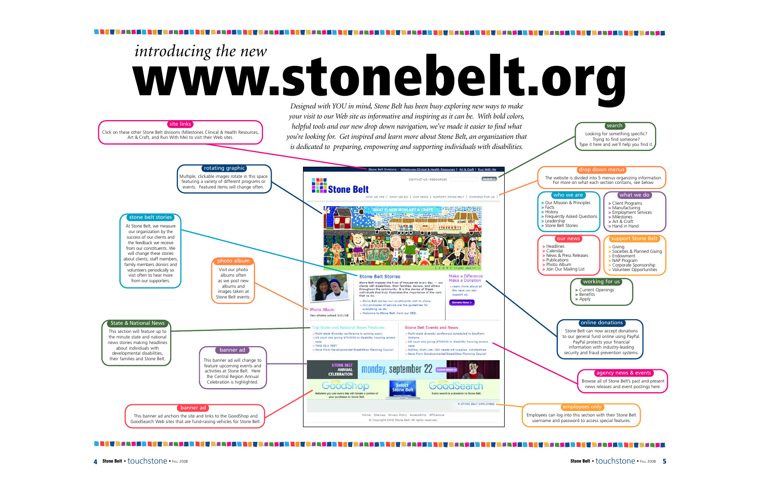*introducing the new*

# www.stonebelt.org

*Designed with YOU in mind, Stone Belt has been busy exploring new ways to make your visit to our Web site as informative and inspiring as it can be. With bold colors, helpful tools and our new drop down navigation, we've made it easier to find what you're looking for. Get inspired and learn more about Stone Belt, an organization that is dedicated to preparing, empowering and supporting individuals with disabilities.*

**site links**
Click on these other Stone Belt divisions (Milestones Clinical & Health Resources, Art & Craft, and Run With Me) to visit their Web sites.

**rotating graphic**
Multiple, clickable images rotate in this space featuring a variety of different programs or events. Featured items will change often.

**stone belt stories**
At Stone Belt, we measure our organization by the success of our clients and the feedback we receive from our constituents. We will change these stories about clients, staff members, family members donors and volunteers periodically so visit often to hear more from our supporters.

**photo album**
Visit our photo albums often as we post new albums and images taken at Stone Belt events.

**State & National News**
This section will feature up to the minute state and national news stories making headlines about individuals with developmental disabilities, their families and Stone Belt.

**banner ad**
This banner ad will change to feature upcoming events and activities at Stone Belt. Here the Central Region Annual Celebration is highlighted.

**banner ad**
This banner ad anchors the site and links to the GoodShop and GoodSearch Web sites that are fund-raising vehicles for Stone Belt.

**search**
Looking for something specific? Trying to find someone? Type it here and we'll help you find it.

**drop down menus**
The website is divided into 5 menus organizing information. For more on what each section contains, see below.

**who we are**
- Our Mission & Principles
- Facts
- History
- Frequently Asked Questions
- Leadership
- Stone Belt Stories

**what we do**
- Client Programs
- Manufacturing
- Employment Services
- Milestones
- Art & Craft
- Hand in Hand

**our news**
- Headlines
- Calendar
- News & Press Releases
- Publications
- Photo Album
- Join Our Mailing List

**support Stone Belt**
- Giving
- Societies & Planned Giving
- Endowment
- NAP Program
- Corporate Sponsorship
- Volunteer Opportunities

**working for us**
- Current Openings
- Benefits
- Apply

**online donations**
Stone Belt can now accept donations to our general fund online using PayPal. PayPal protects your financial information with industry-leading security and fraud prevention systems.

**agency news & events**
Browse all of Stone Belt's past and present news releases and event postings here.

**employees only**
Employees can log into this section with their Stone Belt username and password to access special features.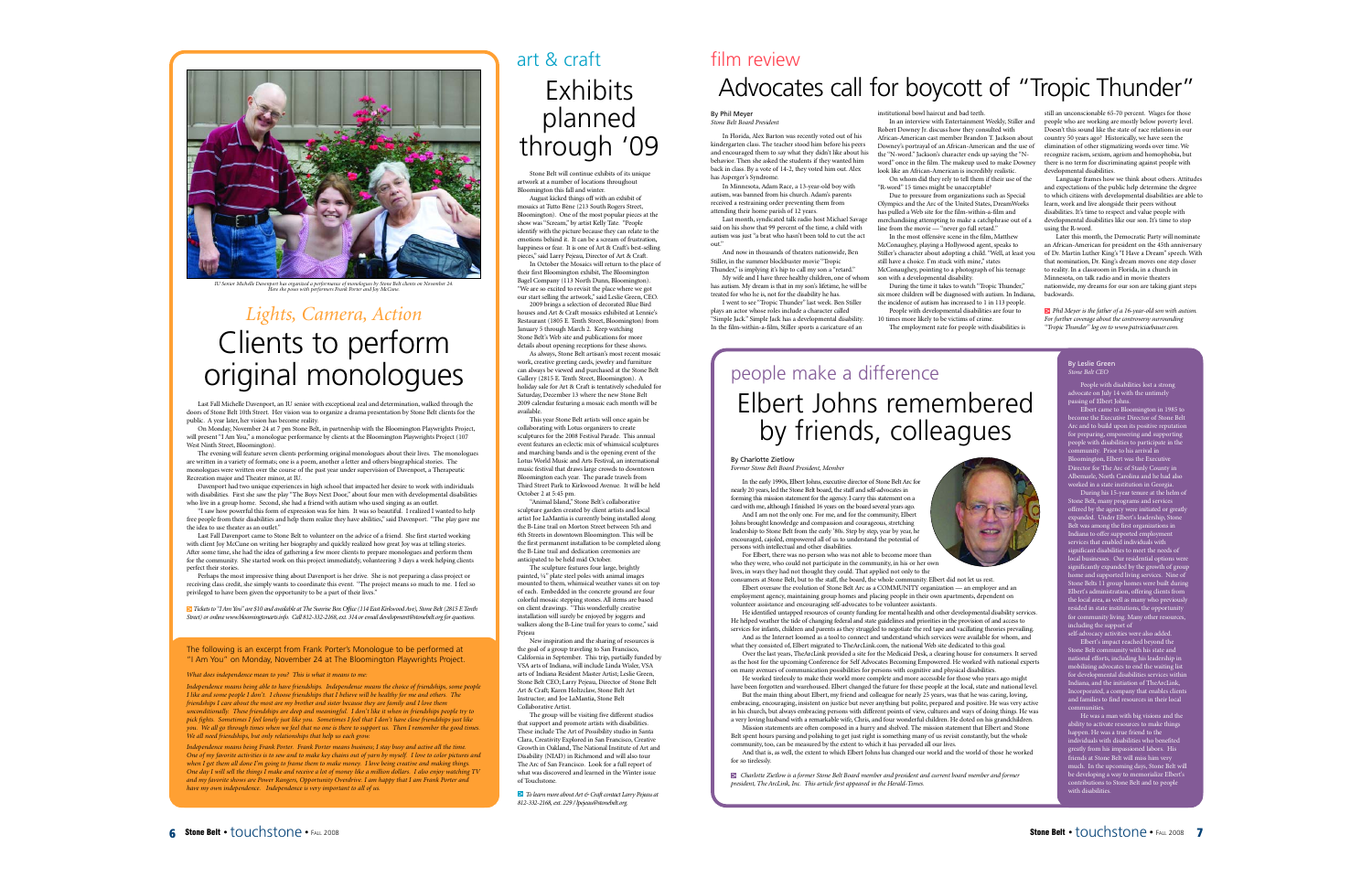IU Senior Michelle Davenport has organized a performance of monologues by Stone Belt clients on November 24. Here she poses with performers Frank Porter and Joy McCune.

## *Lights, Camera, Action*

# Clients to perform original monologues

Last Fall Michelle Davenport, an IU senior with exceptional zeal and determination, walked through the doors of Stone Belt 10th Street. Her vision was to organize a drama presentation by Stone Belt clients for the public. A year later, her vision has become reality.

On Monday, November 24 at 7 pm Stone Belt, in partnership with the Bloomington Playwrights Project, will present "I Am You," a monologue performance by clients at the Bloomington Playwrights Project (107 West Ninth Street, Bloomington).

The evening will feature seven clients performing original monologues about their lives. The monologues are written in a variety of formats; one is a poem, another a letter and others biographical stories. The monologues were written over the course of the past year under supervision of Davenport, a Therapeutic Recreation major and Theater minor, at IU.

Davenport had two unique experiences in high school that impacted her desire to work with individuals with disabilities. First she saw the play "The Boys Next Door," about four men with developmental disabilities who live in a group home. Second, she had a friend with autism who used singing as an outlet.

"I saw how powerful this form of expression was for him. It was so beautiful. I realized I wanted to help free people from their disabilities and help them realize they have abilities," said Davenport. "The play gave me the idea to use theater as an outlet."

Last Fall Davenport came to Stone Belt to volunteer on the advice of a friend. She first started working with client Joy McCune on writing her biography and quickly realized how great Joy was at telling stories. After some time, she had the idea of gathering a few more clients to prepare monologues and perform them for the community. She started work on this project immediately, volunteering 3 days a week helping clients perfect their stories.

Perhaps the most impressive thing about Davenport is her drive. She is not preparing a class project or receiving class credit, she simply wants to coordinate this event. "The project means so much to me. I feel so privileged to have been given the opportunity to be a part of their lives."

*Tickets to "I Am You" are $10 and available at The Sunrise Box Office (114 East Kirkwood Ave), Stone Belt (2815 E Tenth Street) or online www.bloomingtonarts.info. Call 812-332-2168, ext. 314 or email development@stonebelt.org for questions.*

The following is an excerpt from Frank Porter's Monologue to be performed at "I Am You" on Monday, November 24 at The Bloomington Playwrights Project.

*What does independence mean to you? This is what it means to me:*

*Independence means being able to have friendships. Independence means the choice of friendships, some people I like and some people I don't. I choose friendships that I believe will be healthy for me and others. The friendships I care about the most are my brother and sister because they are family and I love them unconditionally. These friendships are deep and meaningful. I don't like it when in friendships people try to pick fights. Sometimes I feel lonely just like you. Sometimes I feel that I don't have close friendships just like you. We all go through times when we feel that no one is there to support us. Then I remember the good times. We all need friendships, but only relationships that help us each grow.*

*Independence means being Frank Porter. Frank Porter means business; I stay busy and active all the time. One of my favorite activities is to sew and to make key chains out of yarn by myself. I love to color pictures and when I get them all done I'm going to frame them to make money. I love being creative and making things. One day I will sell the things I make and receive a lot of money like a million dollars. I also enjoy watching TV and my favorite shows are Power Rangers, Opportunity Overdrive. I am happy that I am Frank Porter and have my own independence. Independence is very important to all of us.*

## art & craft

# Exhibits planned through '09

Stone Belt will continue exhibits of its unique artwork at a number of locations throughout Bloomington this fall and winter.

August kicked things off with an exhibit of mosaics at Tutto Bene (213 South Rogers Street, Bloomington). One of the most popular pieces at the show was "Scream," by artist Kelly Tate. "People identify with the picture because they can relate to the emotions behind it. It can be a scream of frustration, happiness or fear. It is one of Art & Craft's best-selling pieces," said Larry Pejeau, Director of Art & Craft.

In October the Mosaics will return to the place of their first Bloomington exhibit, The Bloomington Bagel Company (113 North Dunn, Bloomington). "We are so excited to revisit the place where we got our start selling the artwork," said Leslie Green, CEO.

2009 brings a selection of decorated Blue Bird houses and Art & Craft mosaics exhibited at Lennie's Restaurant (1805 E. Tenth Street, Bloomington) from January 5 through March 2. Keep watching Stone Belt's Web site and publications for more details about opening receptions for these shows.

As always, Stone Belt artisan's most recent mosaic work, creative greeting cards, jewelry and furniture can always be viewed and purchased at the Stone Belt Gallery (2815 E. Tenth Street, Bloomington). A holiday sale for Art & Craft is tentatively scheduled for Saturday, December 13 where the new Stone Belt 2009 calendar featuring a mosaic each month will be available.

This year Stone Belt artists will once again be collaborating with Lotus organizers to create sculptures for the 2008 Festival Parade. This annual event features an eclectic mix of whimsical sculptures and marching bands and is the opening event of the Lotus World Music and Arts Festival, an international music festival that draws large crowds to downtown Bloomington each year. The parade travels from Third Street Park to Kirkwood Avenue. It will be held October 2 at 5:45 pm.

"Animal Island," Stone Belt's collaborative sculpture garden created by client artists and local artist Joe LaMantia is currently being installed along the B-Line trail on Morton Street between 5th and 6th Streets in downtown Bloomington. This will be the first permanent installation to be completed along the B-Line trail and dedication ceremonies are anticipated to be held mid October.

The sculpture features four large, brightly painted, ¼" plate steel poles with animal images mounted to them, whimsical weather vanes sit on top of each. Embedded in the concrete ground are four colorful mosaic stepping stones. All items are based on client drawings. "This wonderfully creative installation will surely be enjoyed by joggers and walkers along the B-Line trail for years to come," said Pejeau

New inspiration and the sharing of resources is the goal of a group traveling to San Francisco, California in September. This trip, partially funded by VSA arts of Indiana, will include Linda Wisler, VSA arts of Indiana Resident Master Artist; Leslie Green, Stone Belt CEO; Larry Pejeau, Director of Stone Belt Art & Craft; Karen Holtzclaw, Stone Belt Art Instructor; and Joe LaMantia, Stone Belt Collaborative Artist.

The group will be visiting five different studios that support and promote artists with disabilities. These include The Art of Possibility studio in Santa Clara, Creativity Explored in San Francisco, Creative Growth in Oakland, The National Institute of Art and Disability (NIAD) in Richmond and will also tour The Arc of San Francisco. Look for a full report of what was discovered and learned in the Winter issue of Touchstone.

*To learn more about Art & Craft contact Larry Pejeau at 812-332-2168, ext. 229 / lpejeau@stonebelt.org*

## film review

# Advocates call for boycott of "Tropic Thunder"

By Phil Meyer
*Stone Belt Board President*

In Florida, Alex Barton was recently voted out of his kindergarten class. The teacher stood him before his peers and encouraged them to say what they didn't like about his behavior. Then she asked the students if they wanted him back in class. By a vote of 14-2, they voted him out. Alex has Asperger's Syndrome.

In Minnesota, Adam Race, a 13-year-old boy with autism, was banned from his church. Adam's parents received a restraining order preventing them from attending their home parish of 12 years.

Last month, syndicated talk radio host Michael Savage said on his show that 99 percent of the time, a child with autism was just "a brat who hasn't been told to cut the act out."

And now in thousands of theaters nationwide, Ben Stiller, in the summer blockbuster movie "Tropic Thunder," is implying it's hip to call my son a "retard."

My wife and I have three healthy children, one of whom has autism. My dream is that in my son's lifetime, he will be treated for who he is, not for the disability he has.

I went to see "Tropic Thunder" last week. Ben Stiller plays an actor whose roles include a character called "Simple Jack." Simple Jack has a developmental disability. In the film-within-a-film, Stiller sports a caricature of an institutional bowl haircut and bad teeth.

In an interview with Entertainment Weekly, Stiller and Robert Downey Jr. discuss how they consulted with African-American cast member Brandon T. Jackson about Downey's portrayal of an African-American and the use of the "N-word." Jackson's character ends up saying the "N-word" once in the film. The makeup used to make Downey look like an African-American is incredibly realistic.

On whom did they rely to tell them if their use of the "R-word" 15 times might be unacceptable?

Due to pressure from organizations such as Special Olympics and the Arc of the United States, DreamWorks has pulled a Web site for the film-within-a-film and merchandising attempting to make a catchphrase out of a line from the movie — "never go full retard."

In the most offensive scene in the film, Matthew McConaughey, playing a Hollywood agent, speaks to Stiller's character about adopting a child. "Well, at least you still have a choice. I'm stuck with mine," states McConaughey, pointing to a photograph of his teenage son with a developmental disability.

During the time it takes to watch "Tropic Thunder," six more children will be diagnosed with autism. In Indiana, the incidence of autism has increased to 1 in 113 people.

People with developmental disabilities are four to 10 times more likely to be victims of crime.

The employment rate for people with disabilities is still an unconscionable 65-70 percent. Wages for those people who are working are mostly below poverty level. Doesn't this sound like the state of race relations in our country 50 years ago? Historically, we have seen the elimination of other stigmatizing words over time. We recognize racism, sexism, ageism and homophobia, but there is no term for discriminating against people with developmental disabilities.

Language frames how we think about others. Attitudes and expectations of the public help determine the degree to which citizens with developmental disabilities are able to learn, work and live alongside their peers without disabilities. It's time to respect and value people with developmental disabilities like our son. It's time to stop using the R-word.

Later this month, the Democratic Party will nominate an African-American for president on the 45th anniversary of Dr. Martin Luther King's "I Have a Dream" speech. With that nomination, Dr. King's dream moves one step closer to reality. In a classroom in Florida, in a church in Minnesota, on talk radio and in movie theaters nationwide, my dreams for our son are taking giant steps backwards.

*Phil Meyer is the father of a 16-year-old son with autism. For further coverage about the controversy surrounding "Tropic Thunder" log on to www.patriciabauer.com.*

## people make a difference

# Elbert Johns remembered by friends, colleagues

By Charlotte Zietlow
*Former Stone Belt Board President, Member*

In the early 1990s, Elbert Johns, executive director of Stone Belt Arc for nearly 20 years, led the Stone Belt board, the staff and self-advocates in forming this mission statement for the agency. I carry this statement on a card with me, although I finished 16 years on the board several years ago.

And I am not the only one. For me, and for the community, Elbert Johns brought knowledge and compassion and courageous, stretching leadership to Stone Belt from the early '80s. Step by step, year by year, he encouraged, cajoled, empowered all of us to understand the potential of persons with intellectual and other disabilities.

For Elbert, there was no person who was not able to become more than who they were, who could not participate in the community, in his or her own lives, in ways they had not thought they could. That applied not only to the consumers at Stone Belt, but to the staff, the board, the whole community. Elbert did not let us rest.

Elbert oversaw the evolution of Stone Belt Arc as a COMMUNITY organization — an employer and an employment agency, maintaining group homes and placing people in their own apartments, dependent on volunteer assistance and encouraging self-advocates to be volunteer assistants.

He identified untapped resources of county funding for mental health and other developmental disability services. He helped weather the tide of changing federal and state guidelines and priorities in the provision of and access to services for infants, children and parents as they struggled to negotiate the red tape and vacillating theories prevailing.

And as the Internet loomed as a tool to connect and understand which services were available for whom, and what they consisted of, Elbert migrated to TheArcLink.com, the national Web site dedicated to this goal.

Over the last years, TheArcLink provided a site for the Medicaid Desk, a clearing house for consumers. It served as the host for the upcoming Conference for Self Advocates Becoming Empowered. He worked with national experts on many avenues of communication possibilities for persons with cognitive and physical disabilities.

He worked tirelessly to make their world more complete and more accessible for those who years ago might have been forgotten and warehoused. Elbert changed the future for these people at the local, state and national level.

But the main thing about Elbert, my friend and colleague for nearly 25 years, was that he was caring, loving, embracing, encouraging, insistent on justice but never anything but polite, prepared and positive. He was very active in his church, but always embracing persons with different points of view, cultures and ways of doing things. He was a very loving husband with a remarkable wife, Chris, and four wonderful children. He doted on his grandchildren.

Mission statements are often composed in a hurry and shelved. The mission statement that Elbert and Stone Belt spent hours parsing and polishing to get just right is something many of us revisit constantly, but the whole community, too, can be measured by the extent to which it has pervaded all our lives.

And that is, as well, the extent to which Elbert Johns has changed our world and the world of those he worked for so tirelessly.

*Charlotte Zietlow is a former Stone Belt Board member and president and current board member and former president, The ArcLink, Inc. This article first appeared in the Herald-Times.*

By Leslie Green
*Stone Belt CEO*

People with disabilities lost a strong advocate on July 14 with the untimely passing of Elbert Johns.

Elbert came to Bloomington in 1985 to become the Executive Director of Stone Belt Arc and to build upon its positive reputation for preparing, empowering and supporting people with disabilities to participate in the community. Prior to his arrival in Bloomington, Elbert was the Executive Director for The Arc of Stanly County in Albemarle, North Carolina and he had also worked in a state institution in Georgia.

During his 13-year tenure at the helm of Stone Belt, many programs and services offered by the agency were initiated or greatly expanded. Under Elbert's leadership, Stone Belt was among the first organizations in Indiana to offer supported employment services that enabled individuals with significant disabilities to meet the needs of local businesses. Our residential options were significantly expanded by the growth of group home and supported living services. Nine of Stone Belts 11 group homes were built during Elbert's administration, offering clients from the local area, as well as many who previously resided in state institutions, the opportunity for community living. Many other resources, including the support of self-advocacy activities were also added.

Elbert's impact reached beyond the Stone Belt community with his state and national efforts, including his leadership in mobilizing advocates to end the waiting list for developmental disabilities services within Indiana, and the initiation of TheArcLink, Incorporated, a company that enables clients and families to find resources in their local communities.

He was a man with big visions and the ability to activate resources to make things happen. He was a true friend to the individuals with disabilities who benefited greatly from his impassioned labors. His friends at Stone Belt will miss him very much. In the upcoming days, Stone Belt will be developing a way to memorialize Elbert's contributions to Stone Belt and to people with disabilities.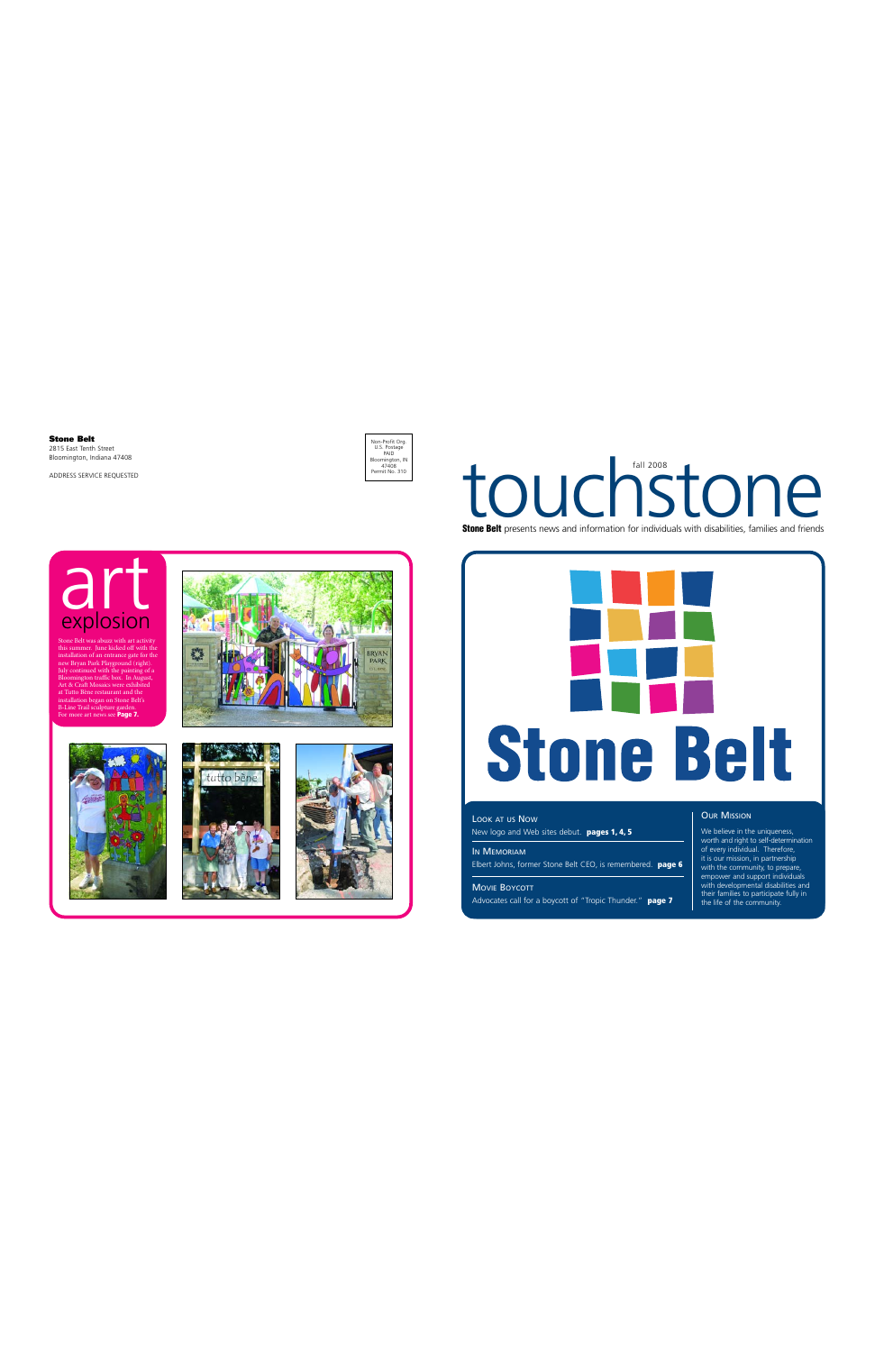**Stone Belt**
2815 East Tenth Street
Bloomington, Indiana 47408

ADDRESS SERVICE REQUESTED

Non-Profit Org.
U.S. Postage
PAID
Bloomington, IN
47408
Permit No. 310

# art explosion

Stone Belt was abuzz with art activity this summer. June kicked off with the installation of an entrance gate for the new Bryan Park Playground (right). July continued with the painting of a Bloomington traffic box. In August, Art & Craft Mosaics were exhibited at Tutto Bene restaurant and the installation began on Stone Belt's B-Line Trail sculpture garden. For more art news see **Page 7.**

fall 2008

# touchstone

**Stone Belt** presents news and information for individuals with disabilities, families and friends

Stone Belt

## Look at us Now

New logo and Web sites debut. **pages 1, 4, 5**

## In Memoriam

Elbert Johns, former Stone Belt CEO, is remembered. **page 6**

## Movie Boycott

Advocates call for a boycott of "Tropic Thunder." **page 7**

## Our Mission

We believe in the uniqueness, worth and right to self-determination of every individual. Therefore, it is our mission, in partnership with the community, to prepare, empower and support individuals with developmental disabilities and their families to participate fully in the life of the community.